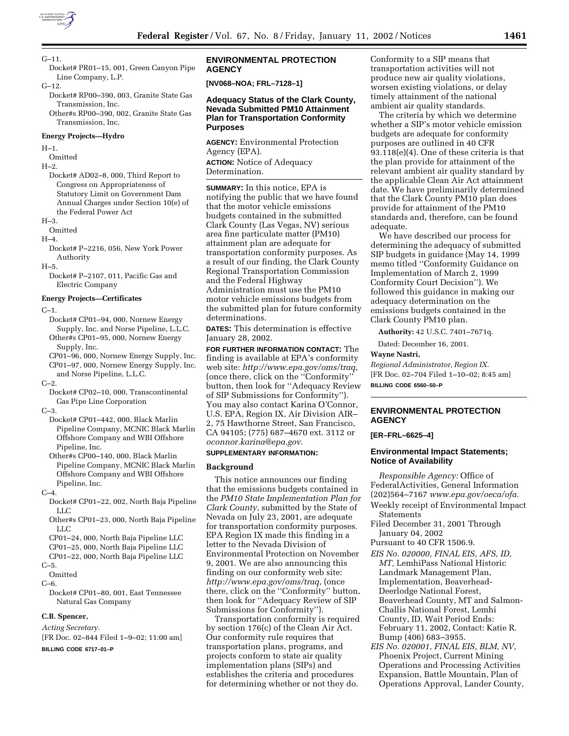G–11.

Docket# PR01–15, 001, Green Canyon Pipe Line Company, L.P.

G–12.

Docket# RP00–390, 003, Granite State Gas Transmission, Inc.

Other#s RP00–390, 002, Granite State Gas Transmission, Inc.

**Energy Projects—Hydro**

H–1.

Omitted

H–2.

Docket# AD02–8, 000, Third Report to Congress on Appropriateness of Statutory Limit on Government Dam Annual Charges under Section 10(e) of the Federal Power Act

H–3.

Omitted

H–4.

Docket# P–2216, 056, New York Power Authority

H–5.

Docket# P–2107, 011, Pacific Gas and Electric Company

**Energy Projects—Certificates**

C–1.

Docket# CP01–94, 000, Nornew Energy Supply, Inc. and Norse Pipeline, L.L.C.

Other#s CP01–95, 000, Nornew Energy Supply, Inc.

CP01–96, 000, Nornew Energy Supply, Inc.

CP01–97, 000, Nornew Energy Supply, Inc. and Norse Pipeline, L.L.C.

C–2.

Docket# CP02–10, 000, Transcontinental Gas Pipe Line Corporation

C–3.

Docket# CP01–442, 000, Black Marlin Pipeline Company, MCNIC Black Marlin Offshore Company and WBI Offshore Pipeline, Inc.

Other#s CP00–140, 000, Black Marlin Pipeline Company, MCNIC Black Marlin Offshore Company and WBI Offshore Pipeline, Inc.

C–4.

Docket# CP01–22, 002, North Baja Pipeline LLC

Other#s CP01–23, 000, North Baja Pipeline LLC

CP01–24, 000, North Baja Pipeline LLC

CP01–25, 000, North Baja Pipeline LLC

CP01–22, 000, North Baja Pipeline LLC

C–5.

Omitted

C–6.

Docket# CP01–80, 001, East Tennessee Natural Gas Company

**C.B. Spencer,**

*Acting Secretary.*

[FR Doc. 02–844 Filed 1–9–02; 11:00 am]

**BILLING CODE 6717–01–P**

## ENVIRONMENTAL PROTECTION AGENCY

**[NV068–NOA; FRL–7128–1]**

### Adequacy Status of the Clark County, Nevada Submitted PM10 Attainment Plan for Transportation Conformity Purposes

**AGENCY:** Environmental Protection Agency (EPA).

**ACTION:** Notice of Adequacy Determination.

**SUMMARY:** In this notice, EPA is notifying the public that we have found that the motor vehicle emissions budgets contained in the submitted Clark County (Las Vegas, NV) serious area fine particulate matter (PM10) attainment plan are adequate for transportation conformity purposes. As a result of our finding, the Clark County Regional Transportation Commission and the Federal Highway Administration must use the PM10 motor vehicle emissions budgets from the submitted plan for future conformity determinations.

**DATES:** This determination is effective January 28, 2002.

**FOR FURTHER INFORMATION CONTACT:** The finding is available at EPA's conformity web site: *http://www.epa.gov/oms/traq*, (once there, click on the "Conformity" button, then look for "Adequacy Review of SIP Submissions for Conformity"). You may also contact Karina O'Connor, U.S. EPA, Region IX, Air Division AIR–2, 75 Hawthorne Street, San Francisco, CA 94105; (775) 687–4670 ext. 3112 or *oconnor.karina@epa.gov*.

**SUPPLEMENTARY INFORMATION:**

#### Background

This notice announces our finding that the emissions budgets contained in the *PM10 State Implementation Plan for Clark County*, submitted by the State of Nevada on July 23, 2001, are adequate for transportation conformity purposes. EPA Region IX made this finding in a letter to the Nevada Division of Environmental Protection on November 9, 2001. We are also announcing this finding on our conformity web site: *http://www.epa.gov/oms/traq*, (once there, click on the "Conformity" button, then look for "Adequacy Review of SIP Submissions for Conformity").

Transportation conformity is required by section 176(c) of the Clean Air Act. Our conformity rule requires that transportation plans, programs, and projects conform to state air quality implementation plans (SIPs) and establishes the criteria and procedures for determining whether or not they do. Conformity to a SIP means that transportation activities will not produce new air quality violations, worsen existing violations, or delay timely attainment of the national ambient air quality standards.

The criteria by which we determine whether a SIP's motor vehicle emission budgets are adequate for conformity purposes are outlined in 40 CFR 93.118(e)(4). One of these criteria is that the plan provide for attainment of the relevant ambient air quality standard by the applicable Clean Air Act attainment date. We have preliminarily determined that the Clark County PM10 plan does provide for attainment of the PM10 standards and, therefore, can be found adequate.

We have described our process for determining the adequacy of submitted SIP budgets in guidance (May 14, 1999 memo titled "Conformity Guidance on Implementation of March 2, 1999 Conformity Court Decision"). We followed this guidance in making our adequacy determination on the emissions budgets contained in the Clark County PM10 plan.

**Authority:** 42 U.S.C. 7401–7671q.

Dated: December 16, 2001.

**Wayne Nastri,**

*Regional Administrator, Region IX.*

[FR Doc. 02–704 Filed 1–10–02; 8:45 am]

**BILLING CODE 6560–50–P**

## ENVIRONMENTAL PROTECTION AGENCY

**[ER–FRL–6625–4]**

### Environmental Impact Statements; Notice of Availability

*Responsible Agency:* Office of FederalActivities, General Information (202)564–7167 *www.epa.gov/oeca/ofa.*

Weekly receipt of Environmental Impact Statements

Filed December 31, 2001 Through January 04, 2002

Pursuant to 40 CFR 1506.9.

*EIS No. 020000, FINAL EIS, AFS, ID, MT,* LemhiPass National Historic Landmark Management Plan, Implementation, Beaverhead-Deerlodge National Forest, Beaverhead County, MT and Salmon-Challis National Forest, Lemhi County, ID, Wait Period Ends: February 11, 2002, Contact: Katie R. Bump (406) 683–3955.

*EIS No. 020001, FINAL EIS, BLM, NV,* Phoenix Project, Current Mining Operations and Processing Activities Expansion, Battle Mountain, Plan of Operations Approval, Lander County,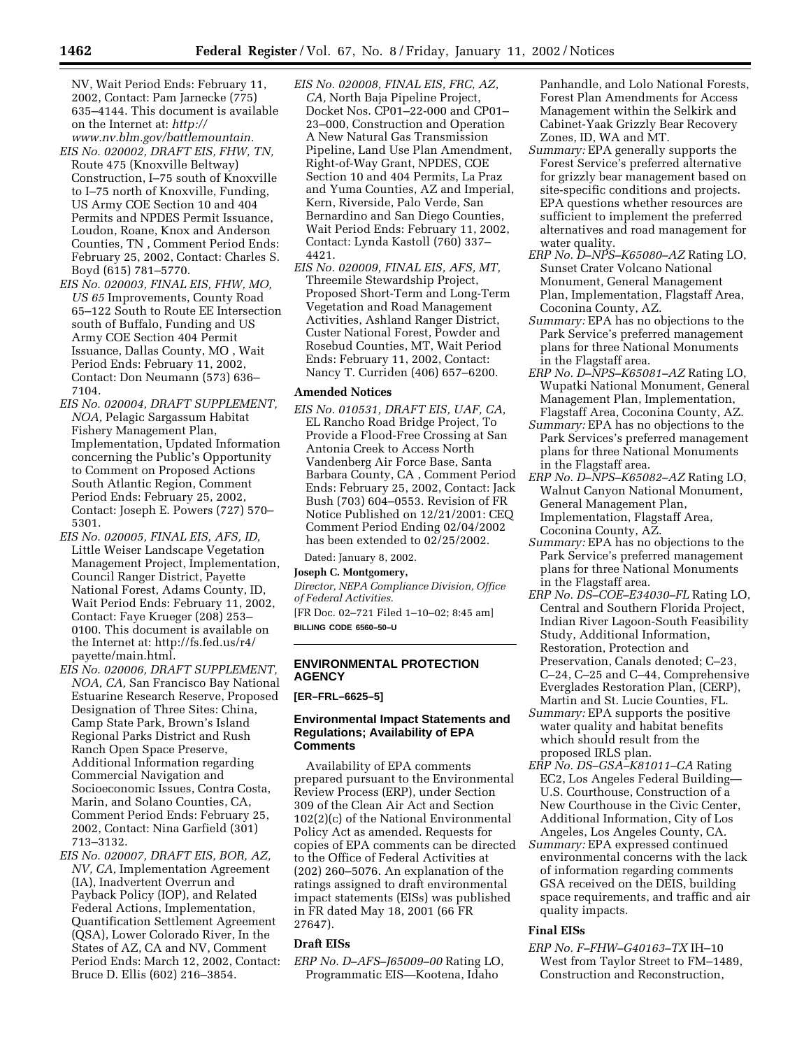NV, Wait Period Ends: February 11, 2002, Contact: Pam Jarnecke (775) 635–4144. This document is available on the Internet at: *http://www.nv.blm.gov/battlemountain.*

*EIS No. 020002, DRAFT EIS, FHW, TN,* Route 475 (Knoxville Beltway) Construction, I–75 south of Knoxville to I–75 north of Knoxville, Funding, US Army COE Section 10 and 404 Permits and NPDES Permit Issuance, Loudon, Roane, Knox and Anderson Counties, TN , Comment Period Ends: February 25, 2002, Contact: Charles S. Boyd (615) 781–5770.

*EIS No. 020003, FINAL EIS, FHW, MO, US 65* Improvements, County Road 65–122 South to Route EE Intersection south of Buffalo, Funding and US Army COE Section 404 Permit Issuance, Dallas County, MO , Wait Period Ends: February 11, 2002, Contact: Don Neumann (573) 636–7104.

*EIS No. 020004, DRAFT SUPPLEMENT, NOA,* Pelagic Sargassum Habitat Fishery Management Plan, Implementation, Updated Information concerning the Public's Opportunity to Comment on Proposed Actions South Atlantic Region, Comment Period Ends: February 25, 2002, Contact: Joseph E. Powers (727) 570–5301.

*EIS No. 020005, FINAL EIS, AFS, ID,* Little Weiser Landscape Vegetation Management Project, Implementation, Council Ranger District, Payette National Forest, Adams County, ID, Wait Period Ends: February 11, 2002, Contact: Faye Krueger (208) 253–0100. This document is available on the Internet at: http://fs.fed.us/r4/payette/main.html.

*EIS No. 020006, DRAFT SUPPLEMENT, NOA, CA,* San Francisco Bay National Estuarine Research Reserve, Proposed Designation of Three Sites: China, Camp State Park, Brown's Island Regional Parks District and Rush Ranch Open Space Preserve, Additional Information regarding Commercial Navigation and Socioeconomic Issues, Contra Costa, Marin, and Solano Counties, CA, Comment Period Ends: February 25, 2002, Contact: Nina Garfield (301) 713–3132.

*EIS No. 020007, DRAFT EIS, BOR, AZ, NV, CA,* Implementation Agreement (IA), Inadvertent Overrun and Payback Policy (IOP), and Related Federal Actions, Implementation, Quantification Settlement Agreement (QSA), Lower Colorado River, In the States of AZ, CA and NV, Comment Period Ends: March 12, 2002, Contact: Bruce D. Ellis (602) 216–3854.

*EIS No. 020008, FINAL EIS, FRC, AZ, CA,* North Baja Pipeline Project, Docket Nos. CP01–22-000 and CP01–23–000, Construction and Operation A New Natural Gas Transmission Pipeline, Land Use Plan Amendment, Right-of-Way Grant, NPDES, COE Section 10 and 404 Permits, La Praz and Yuma Counties, AZ and Imperial, Kern, Riverside, Palo Verde, San Bernardino and San Diego Counties, Wait Period Ends: February 11, 2002, Contact: Lynda Kastoll (760) 337–4421.

*EIS No. 020009, FINAL EIS, AFS, MT,* Threemile Stewardship Project, Proposed Short-Term and Long-Term Vegetation and Road Management Activities, Ashland Ranger District, Custer National Forest, Powder and Rosebud Counties, MT, Wait Period Ends: February 11, 2002, Contact: Nancy T. Curriden (406) 657–6200.

### Amended Notices

*EIS No. 010531, DRAFT EIS, UAF, CA,* EL Rancho Road Bridge Project, To Provide a Flood-Free Crossing at San Antonia Creek to Access North Vandenberg Air Force Base, Santa Barbara County, CA , Comment Period Ends: February 25, 2002, Contact: Jack Bush (703) 604–0553. Revision of FR Notice Published on 12/21/2001: CEQ Comment Period Ending 02/04/2002 has been extended to 02/25/2002.

Dated: January 8, 2002.

**Joseph C. Montgomery,**

*Director, NEPA Compliance Division, Office of Federal Activities.*

[FR Doc. 02–721 Filed 1–10–02; 8:45 am]

**BILLING CODE 6560–50–U**

## ENVIRONMENTAL PROTECTION AGENCY

**[ER–FRL–6625–5]**

### Environmental Impact Statements and Regulations; Availability of EPA Comments

Availability of EPA comments prepared pursuant to the Environmental Review Process (ERP), under Section 309 of the Clean Air Act and Section 102(2)(c) of the National Environmental Policy Act as amended. Requests for copies of EPA comments can be directed to the Office of Federal Activities at (202) 260–5076. An explanation of the ratings assigned to draft environmental impact statements (EISs) was published in FR dated May 18, 2001 (66 FR 27647).

### Draft EISs

*ERP No. D–AFS–J65009–00* Rating LO, Programmatic EIS—Kootena, Idaho Panhandle, and Lolo National Forests, Forest Plan Amendments for Access Management within the Selkirk and Cabinet-Yaak Grizzly Bear Recovery Zones, ID, WA and MT.

*Summary:* EPA generally supports the Forest Service's preferred alternative for grizzly bear management based on site-specific conditions and projects. EPA questions whether resources are sufficient to implement the preferred alternatives and road management for water quality.

*ERP No. D–NPS–K65080–AZ* Rating LO, Sunset Crater Volcano National Monument, General Management Plan, Implementation, Flagstaff Area, Coconina County, AZ.

*Summary:* EPA has no objections to the Park Service's preferred management plans for three National Monuments in the Flagstaff area.

*ERP No. D–NPS–K65081–AZ* Rating LO, Wupatki National Monument, General Management Plan, Implementation, Flagstaff Area, Coconina County, AZ.

*Summary:* EPA has no objections to the Park Services's preferred management plans for three National Monuments in the Flagstaff area.

*ERP No. D–NPS–K65082–AZ* Rating LO, Walnut Canyon National Monument, General Management Plan, Implementation, Flagstaff Area, Coconina County, AZ.

*Summary:* EPA has no objections to the Park Service's preferred management plans for three National Monuments in the Flagstaff area.

*ERP No. DS–COE–E34030–FL* Rating LO, Central and Southern Florida Project, Indian River Lagoon-South Feasibility Study, Additional Information, Restoration, Protection and Preservation, Canals denoted; C–23, C–24, C–25 and C–44, Comprehensive Everglades Restoration Plan, (CERP), Martin and St. Lucie Counties, FL.

*Summary:* EPA supports the positive water quality and habitat benefits which should result from the proposed IRLS plan.

*ERP No. DS–GSA–K81011–CA* Rating EC2, Los Angeles Federal Building—U.S. Courthouse, Construction of a New Courthouse in the Civic Center, Additional Information, City of Los Angeles, Los Angeles County, CA.

*Summary:* EPA expressed continued environmental concerns with the lack of information regarding comments GSA received on the DEIS, building space requirements, and traffic and air quality impacts.

### Final EISs

*ERP No. F–FHW–G40163–TX* IH–10 West from Taylor Street to FM–1489, Construction and Reconstruction,